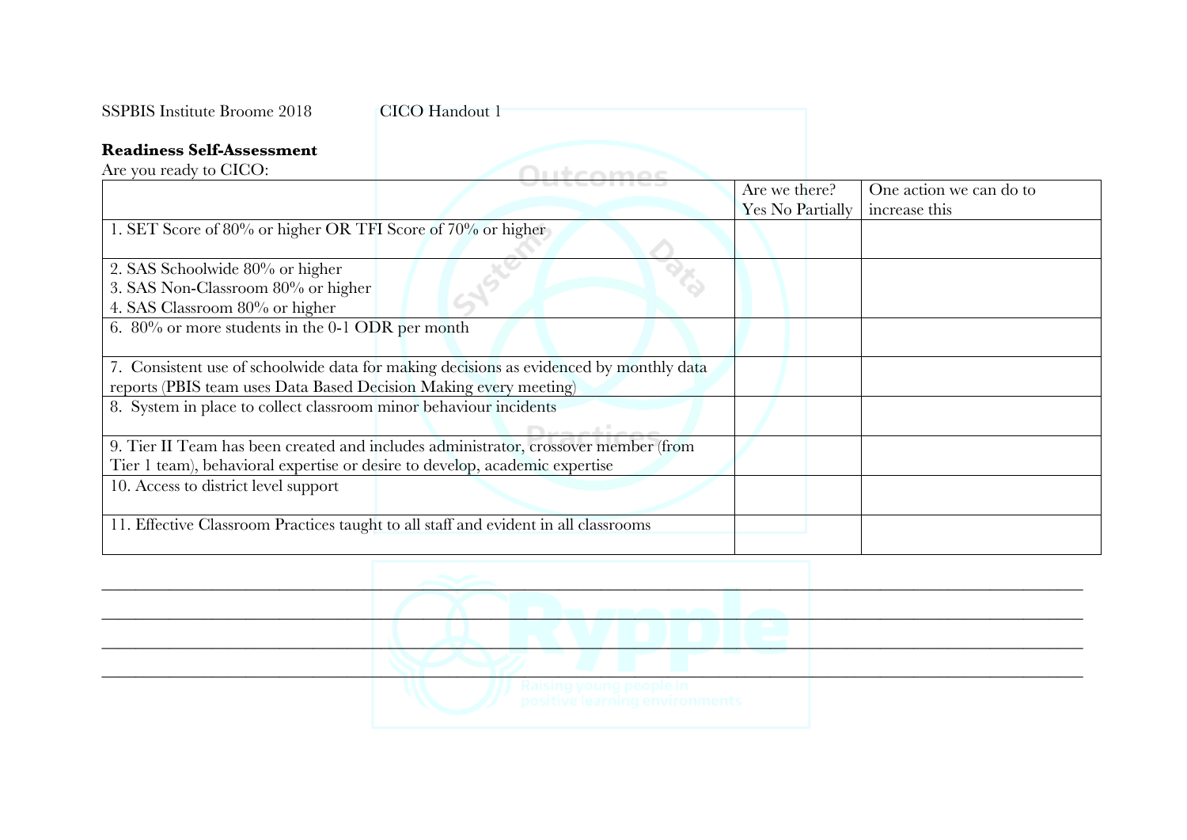SSPBIS Institute Broome 2018 CICO Handout 1

**Readiness Self-Assessment**

Are you ready to CICO:

| | Are we there? Yes No Partially | One action we can do to increase this |
|---|---|---|
| 1. SET Score of 80% or higher OR TFI Score of 70% or higher | | |
| 2. SAS Schoolwide 80% or higher<br>3. SAS Non-Classroom 80% or higher<br>4. SAS Classroom 80% or higher | | |
| 6. 80% or more students in the 0-1 ODR per month | | |
| 7. Consistent use of schoolwide data for making decisions as evidenced by monthly data reports (PBIS team uses Data Based Decision Making every meeting) | | |
| 8. System in place to collect classroom minor behaviour incidents | | |
| 9. Tier II Team has been created and includes administrator, crossover member (from Tier 1 team), behavioral expertise or desire to develop, academic expertise | | |
| 10. Access to district level support | | |
| 11. Effective Classroom Practices taught to all staff and evident in all classrooms | | |

___________________________________________________________________________________________

___________________________________________________________________________________________

___________________________________________________________________________________________

___________________________________________________________________________________________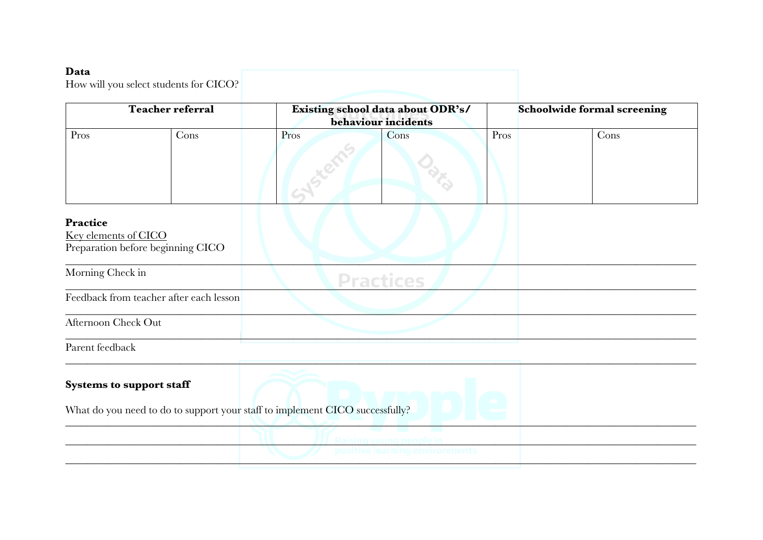**Data**

How will you select students for CICO?

| Teacher referral | | Existing school data about ODR's/ behaviour incidents | | Schoolwide formal screening | |
|---|---|---|---|---|---|
| Pros | Cons | Pros | Cons | Pros | Cons |
| | | | | | |

**Practice**

Key elements of CICO

Preparation before beginning CICO

___

Morning Check in

___

Feedback from teacher after each lesson

___

Afternoon Check Out

___

Parent feedback

___

**Systems to support staff**

What do you need to do to support your staff to implement CICO successfully?

___

___

___